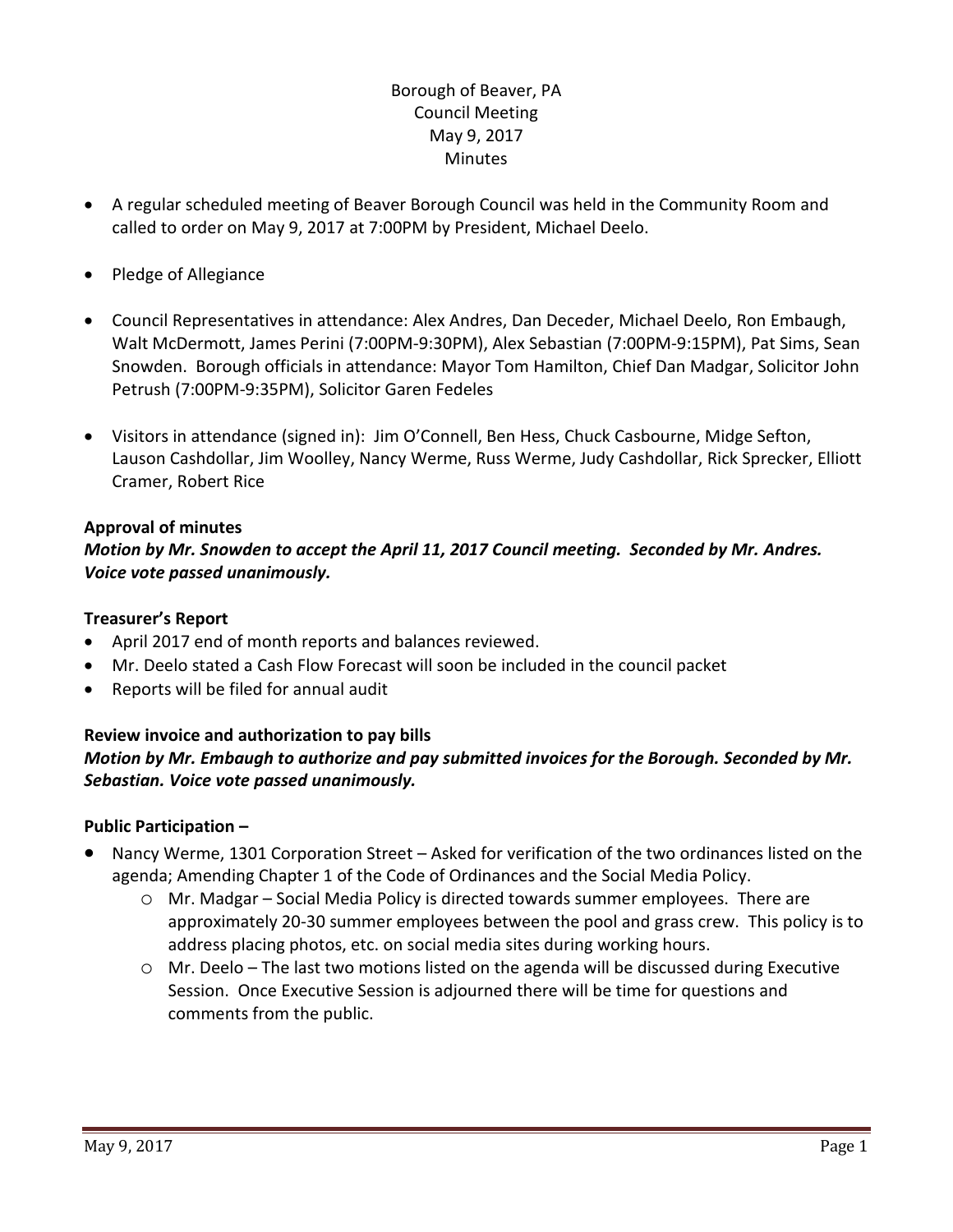Borough of Beaver, PA
Council Meeting
May 9, 2017
Minutes

- A regular scheduled meeting of Beaver Borough Council was held in the Community Room and called to order on May 9, 2017 at 7:00PM by President, Michael Deelo.
- Pledge of Allegiance
- Council Representatives in attendance: Alex Andres, Dan Deceder, Michael Deelo, Ron Embaugh, Walt McDermott, James Perini (7:00PM-9:30PM), Alex Sebastian (7:00PM-9:15PM), Pat Sims, Sean Snowden. Borough officials in attendance: Mayor Tom Hamilton, Chief Dan Madgar, Solicitor John Petrush (7:00PM-9:35PM), Solicitor Garen Fedeles
- Visitors in attendance (signed in): Jim O'Connell, Ben Hess, Chuck Casbourne, Midge Sefton, Lauson Cashdollar, Jim Woolley, Nancy Werme, Russ Werme, Judy Cashdollar, Rick Sprecker, Elliott Cramer, Robert Rice

**Approval of minutes**

***Motion by Mr. Snowden to accept the April 11, 2017 Council meeting. Seconded by Mr. Andres. Voice vote passed unanimously.***

**Treasurer's Report**

- April 2017 end of month reports and balances reviewed.
- Mr. Deelo stated a Cash Flow Forecast will soon be included in the council packet
- Reports will be filed for annual audit

**Review invoice and authorization to pay bills**

***Motion by Mr. Embaugh to authorize and pay submitted invoices for the Borough. Seconded by Mr. Sebastian. Voice vote passed unanimously.***

**Public Participation –**

- Nancy Werme, 1301 Corporation Street – Asked for verification of the two ordinances listed on the agenda; Amending Chapter 1 of the Code of Ordinances and the Social Media Policy.
  - Mr. Madgar – Social Media Policy is directed towards summer employees. There are approximately 20-30 summer employees between the pool and grass crew. This policy is to address placing photos, etc. on social media sites during working hours.
  - Mr. Deelo – The last two motions listed on the agenda will be discussed during Executive Session. Once Executive Session is adjourned there will be time for questions and comments from the public.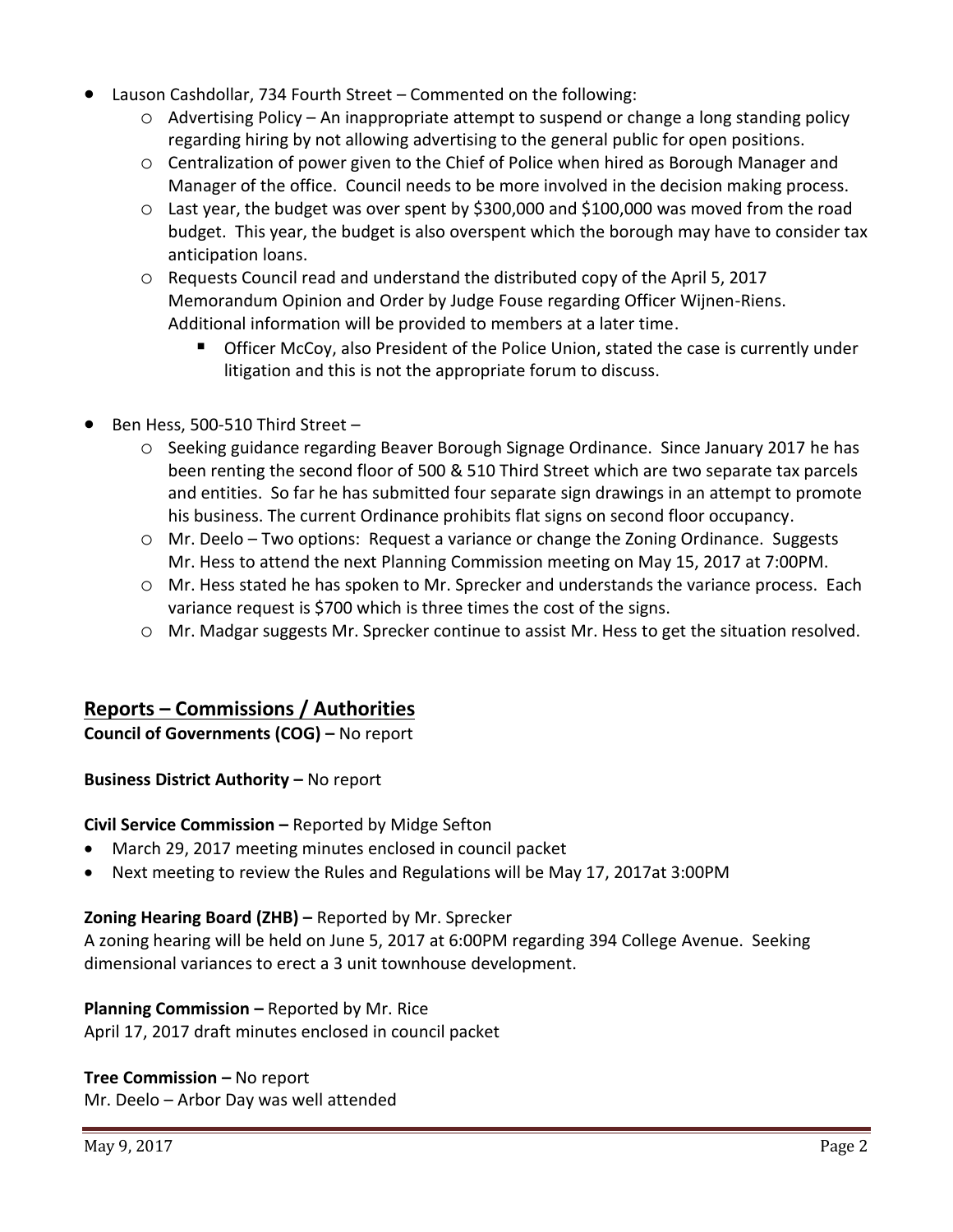- Lauson Cashdollar, 734 Fourth Street – Commented on the following:
  - Advertising Policy – An inappropriate attempt to suspend or change a long standing policy regarding hiring by not allowing advertising to the general public for open positions.
  - Centralization of power given to the Chief of Police when hired as Borough Manager and Manager of the office. Council needs to be more involved in the decision making process.
  - Last year, the budget was over spent by $300,000 and $100,000 was moved from the road budget. This year, the budget is also overspent which the borough may have to consider tax anticipation loans.
  - Requests Council read and understand the distributed copy of the April 5, 2017 Memorandum Opinion and Order by Judge Fouse regarding Officer Wijnen-Riens. Additional information will be provided to members at a later time.
    - Officer McCoy, also President of the Police Union, stated the case is currently under litigation and this is not the appropriate forum to discuss.

- Ben Hess, 500-510 Third Street –
  - Seeking guidance regarding Beaver Borough Signage Ordinance. Since January 2017 he has been renting the second floor of 500 & 510 Third Street which are two separate tax parcels and entities. So far he has submitted four separate sign drawings in an attempt to promote his business. The current Ordinance prohibits flat signs on second floor occupancy.
  - Mr. Deelo – Two options: Request a variance or change the Zoning Ordinance. Suggests Mr. Hess to attend the next Planning Commission meeting on May 15, 2017 at 7:00PM.
  - Mr. Hess stated he has spoken to Mr. Sprecker and understands the variance process. Each variance request is $700 which is three times the cost of the signs.
  - Mr. Madgar suggests Mr. Sprecker continue to assist Mr. Hess to get the situation resolved.

## Reports – Commissions / Authorities

**Council of Governments (COG) –** No report

**Business District Authority –** No report

**Civil Service Commission –** Reported by Midge Sefton

- March 29, 2017 meeting minutes enclosed in council packet
- Next meeting to review the Rules and Regulations will be May 17, 2017at 3:00PM

**Zoning Hearing Board (ZHB) –** Reported by Mr. Sprecker

A zoning hearing will be held on June 5, 2017 at 6:00PM regarding 394 College Avenue. Seeking dimensional variances to erect a 3 unit townhouse development.

**Planning Commission –** Reported by Mr. Rice

April 17, 2017 draft minutes enclosed in council packet

**Tree Commission –** No report

Mr. Deelo – Arbor Day was well attended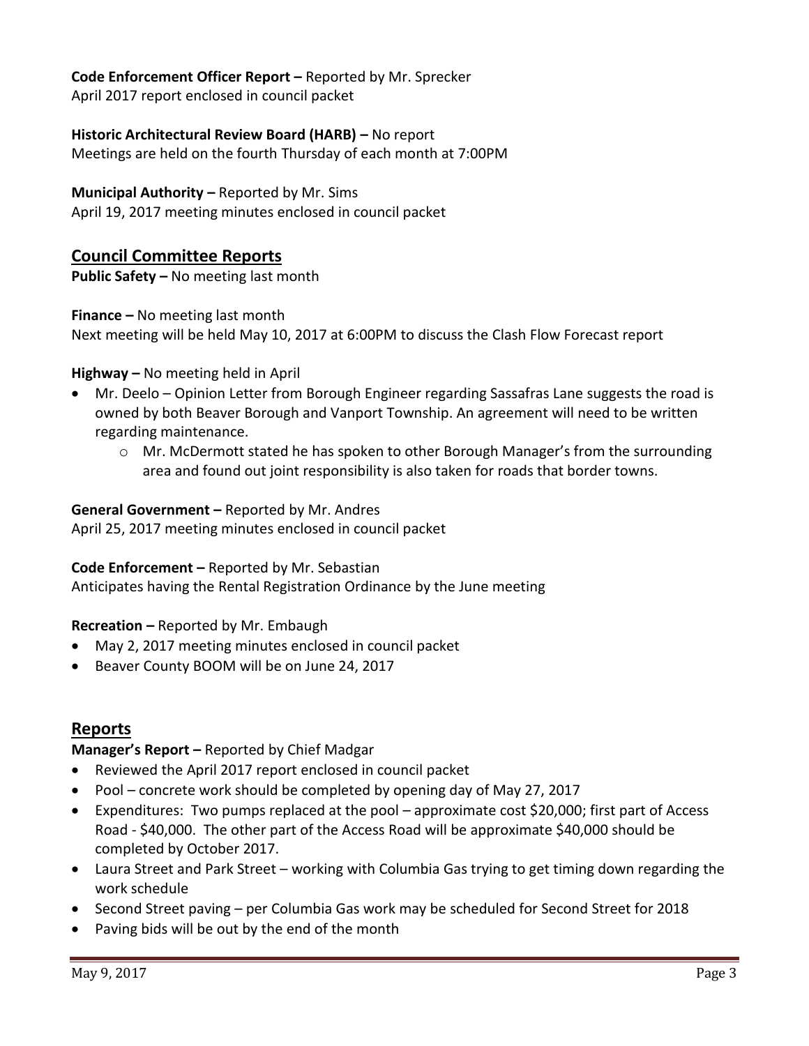**Code Enforcement Officer Report –** Reported by Mr. Sprecker
April 2017 report enclosed in council packet

**Historic Architectural Review Board (HARB) –** No report
Meetings are held on the fourth Thursday of each month at 7:00PM

**Municipal Authority –** Reported by Mr. Sims
April 19, 2017 meeting minutes enclosed in council packet

## Council Committee Reports

**Public Safety –** No meeting last month

**Finance –** No meeting last month
Next meeting will be held May 10, 2017 at 6:00PM to discuss the Clash Flow Forecast report

**Highway –** No meeting held in April

- Mr. Deelo – Opinion Letter from Borough Engineer regarding Sassafras Lane suggests the road is owned by both Beaver Borough and Vanport Township. An agreement will need to be written regarding maintenance.
  - Mr. McDermott stated he has spoken to other Borough Manager's from the surrounding area and found out joint responsibility is also taken for roads that border towns.

**General Government –** Reported by Mr. Andres
April 25, 2017 meeting minutes enclosed in council packet

**Code Enforcement –** Reported by Mr. Sebastian
Anticipates having the Rental Registration Ordinance by the June meeting

**Recreation –** Reported by Mr. Embaugh

- May 2, 2017 meeting minutes enclosed in council packet
- Beaver County BOOM will be on June 24, 2017

## Reports

**Manager's Report –** Reported by Chief Madgar

- Reviewed the April 2017 report enclosed in council packet
- Pool – concrete work should be completed by opening day of May 27, 2017
- Expenditures: Two pumps replaced at the pool – approximate cost $20,000; first part of Access Road - $40,000. The other part of the Access Road will be approximate $40,000 should be completed by October 2017.
- Laura Street and Park Street – working with Columbia Gas trying to get timing down regarding the work schedule
- Second Street paving – per Columbia Gas work may be scheduled for Second Street for 2018
- Paving bids will be out by the end of the month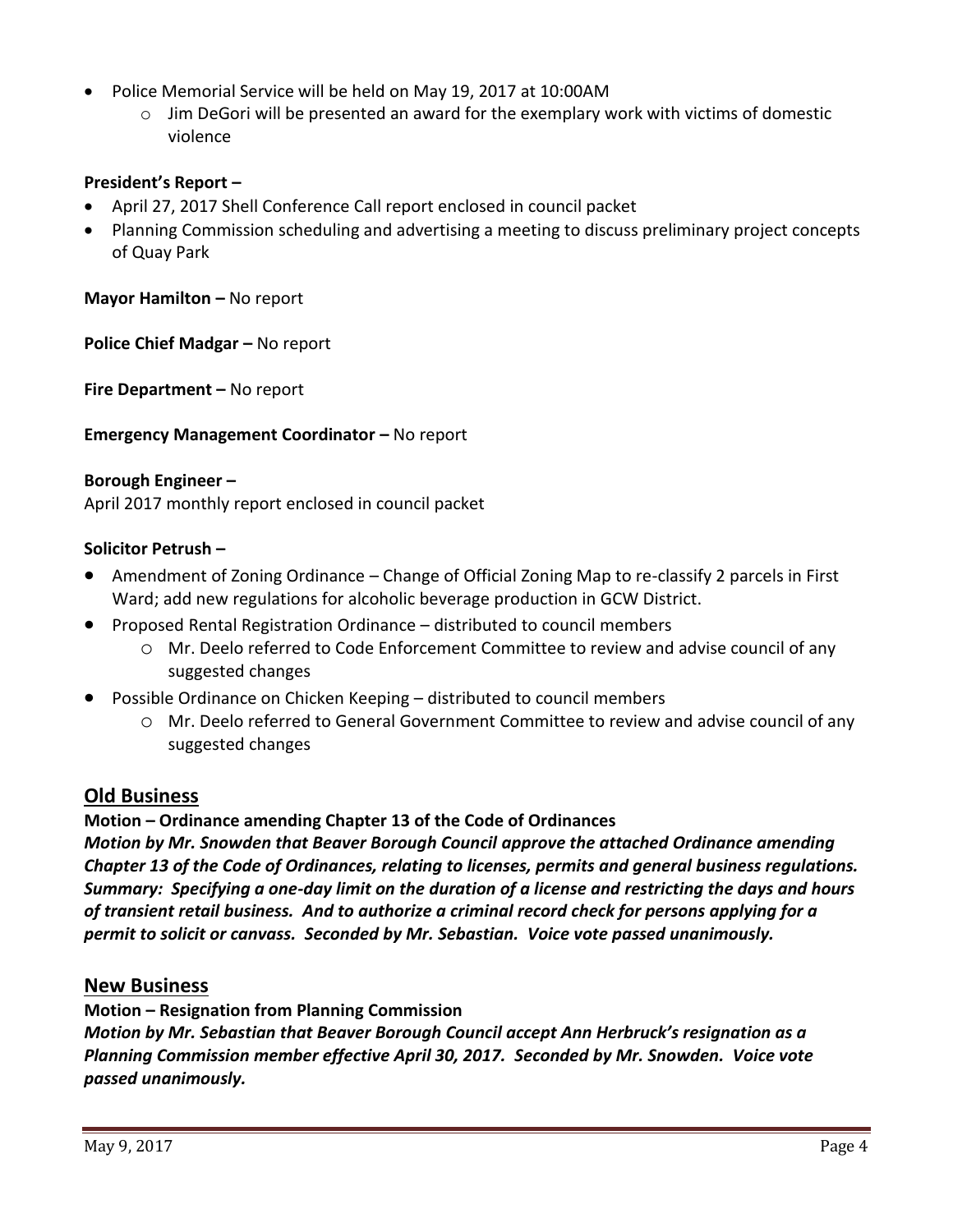- Police Memorial Service will be held on May 19, 2017 at 10:00AM
  - Jim DeGori will be presented an award for the exemplary work with victims of domestic violence

**President's Report –**

- April 27, 2017 Shell Conference Call report enclosed in council packet
- Planning Commission scheduling and advertising a meeting to discuss preliminary project concepts of Quay Park

**Mayor Hamilton –** No report

**Police Chief Madgar –** No report

**Fire Department –** No report

**Emergency Management Coordinator –** No report

**Borough Engineer –**

April 2017 monthly report enclosed in council packet

**Solicitor Petrush –**

- Amendment of Zoning Ordinance – Change of Official Zoning Map to re-classify 2 parcels in First Ward; add new regulations for alcoholic beverage production in GCW District.
- Proposed Rental Registration Ordinance – distributed to council members
  - Mr. Deelo referred to Code Enforcement Committee to review and advise council of any suggested changes
- Possible Ordinance on Chicken Keeping – distributed to council members
  - Mr. Deelo referred to General Government Committee to review and advise council of any suggested changes

## Old Business

**Motion – Ordinance amending Chapter 13 of the Code of Ordinances**

***Motion by Mr. Snowden that Beaver Borough Council approve the attached Ordinance amending Chapter 13 of the Code of Ordinances, relating to licenses, permits and general business regulations. Summary: Specifying a one-day limit on the duration of a license and restricting the days and hours of transient retail business. And to authorize a criminal record check for persons applying for a permit to solicit or canvass. Seconded by Mr. Sebastian. Voice vote passed unanimously.***

## New Business

**Motion – Resignation from Planning Commission**

***Motion by Mr. Sebastian that Beaver Borough Council accept Ann Herbruck's resignation as a Planning Commission member effective April 30, 2017. Seconded by Mr. Snowden. Voice vote passed unanimously.***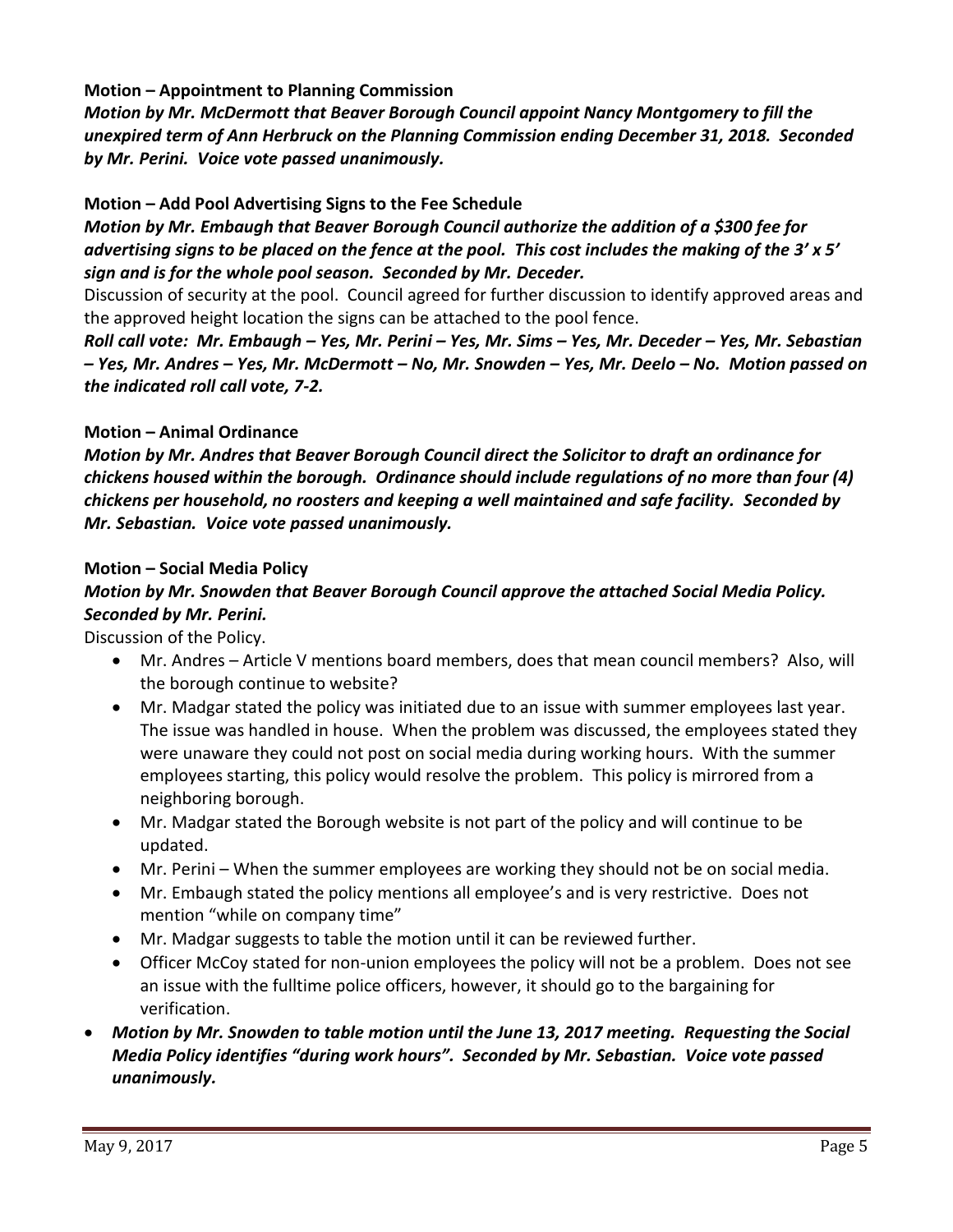**Motion – Appointment to Planning Commission**

***Motion by Mr. McDermott that Beaver Borough Council appoint Nancy Montgomery to fill the unexpired term of Ann Herbruck on the Planning Commission ending December 31, 2018. Seconded by Mr. Perini. Voice vote passed unanimously.***

**Motion – Add Pool Advertising Signs to the Fee Schedule**

***Motion by Mr. Embaugh that Beaver Borough Council authorize the addition of a $300 fee for advertising signs to be placed on the fence at the pool. This cost includes the making of the 3' x 5' sign and is for the whole pool season. Seconded by Mr. Deceder.***

Discussion of security at the pool. Council agreed for further discussion to identify approved areas and the approved height location the signs can be attached to the pool fence.

***Roll call vote: Mr. Embaugh – Yes, Mr. Perini – Yes, Mr. Sims – Yes, Mr. Deceder – Yes, Mr. Sebastian – Yes, Mr. Andres – Yes, Mr. McDermott – No, Mr. Snowden – Yes, Mr. Deelo – No. Motion passed on the indicated roll call vote, 7-2.***

**Motion – Animal Ordinance**

***Motion by Mr. Andres that Beaver Borough Council direct the Solicitor to draft an ordinance for chickens housed within the borough. Ordinance should include regulations of no more than four (4) chickens per household, no roosters and keeping a well maintained and safe facility. Seconded by Mr. Sebastian. Voice vote passed unanimously.***

**Motion – Social Media Policy**

***Motion by Mr. Snowden that Beaver Borough Council approve the attached Social Media Policy. Seconded by Mr. Perini.***

Discussion of the Policy.

- Mr. Andres – Article V mentions board members, does that mean council members? Also, will the borough continue to website?
- Mr. Madgar stated the policy was initiated due to an issue with summer employees last year. The issue was handled in house. When the problem was discussed, the employees stated they were unaware they could not post on social media during working hours. With the summer employees starting, this policy would resolve the problem. This policy is mirrored from a neighboring borough.
- Mr. Madgar stated the Borough website is not part of the policy and will continue to be updated.
- Mr. Perini – When the summer employees are working they should not be on social media.
- Mr. Embaugh stated the policy mentions all employee's and is very restrictive. Does not mention "while on company time"
- Mr. Madgar suggests to table the motion until it can be reviewed further.
- Officer McCoy stated for non-union employees the policy will not be a problem. Does not see an issue with the fulltime police officers, however, it should go to the bargaining for verification.

- ***Motion by Mr. Snowden to table motion until the June 13, 2017 meeting. Requesting the Social Media Policy identifies "during work hours". Seconded by Mr. Sebastian. Voice vote passed unanimously.***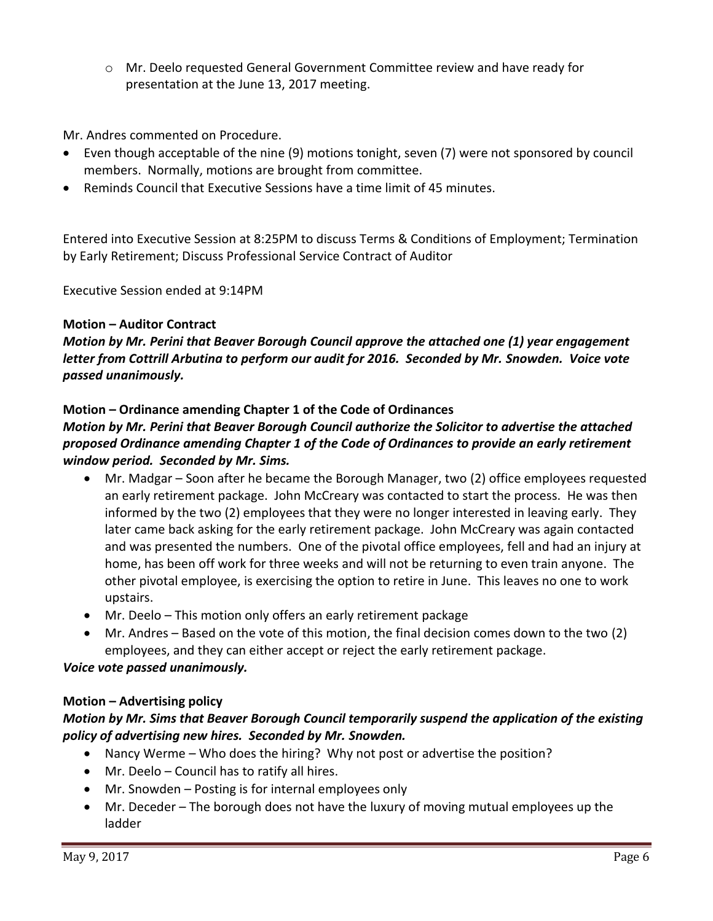- Mr. Deelo requested General Government Committee review and have ready for presentation at the June 13, 2017 meeting.

Mr. Andres commented on Procedure.

- Even though acceptable of the nine (9) motions tonight, seven (7) were not sponsored by council members. Normally, motions are brought from committee.
- Reminds Council that Executive Sessions have a time limit of 45 minutes.

Entered into Executive Session at 8:25PM to discuss Terms & Conditions of Employment; Termination by Early Retirement; Discuss Professional Service Contract of Auditor

Executive Session ended at 9:14PM

**Motion – Auditor Contract**

***Motion by Mr. Perini that Beaver Borough Council approve the attached one (1) year engagement letter from Cottrill Arbutina to perform our audit for 2016. Seconded by Mr. Snowden. Voice vote passed unanimously.***

**Motion – Ordinance amending Chapter 1 of the Code of Ordinances**

***Motion by Mr. Perini that Beaver Borough Council authorize the Solicitor to advertise the attached proposed Ordinance amending Chapter 1 of the Code of Ordinances to provide an early retirement window period. Seconded by Mr. Sims.***

- Mr. Madgar – Soon after he became the Borough Manager, two (2) office employees requested an early retirement package. John McCreary was contacted to start the process. He was then informed by the two (2) employees that they were no longer interested in leaving early. They later came back asking for the early retirement package. John McCreary was again contacted and was presented the numbers. One of the pivotal office employees, fell and had an injury at home, has been off work for three weeks and will not be returning to even train anyone. The other pivotal employee, is exercising the option to retire in June. This leaves no one to work upstairs.
- Mr. Deelo – This motion only offers an early retirement package
- Mr. Andres – Based on the vote of this motion, the final decision comes down to the two (2) employees, and they can either accept or reject the early retirement package.

***Voice vote passed unanimously.***

**Motion – Advertising policy**

***Motion by Mr. Sims that Beaver Borough Council temporarily suspend the application of the existing policy of advertising new hires. Seconded by Mr. Snowden.***

- Nancy Werme – Who does the hiring? Why not post or advertise the position?
- Mr. Deelo – Council has to ratify all hires.
- Mr. Snowden – Posting is for internal employees only
- Mr. Deceder – The borough does not have the luxury of moving mutual employees up the ladder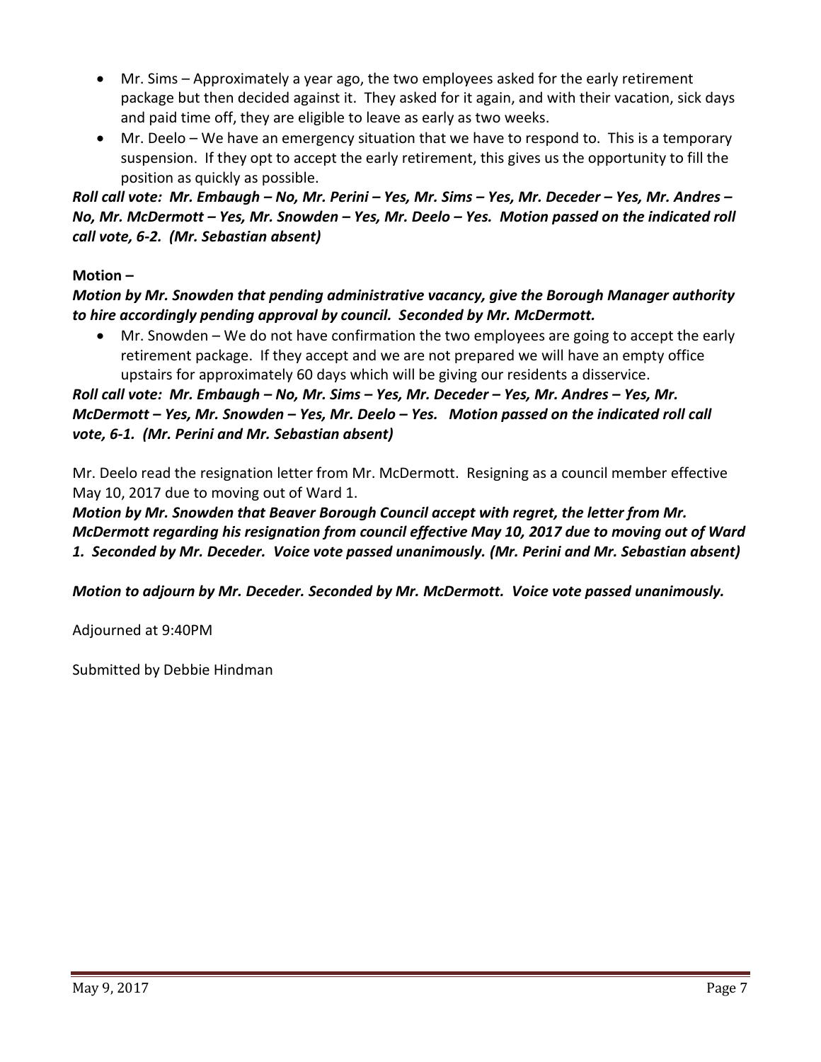- Mr. Sims – Approximately a year ago, the two employees asked for the early retirement package but then decided against it. They asked for it again, and with their vacation, sick days and paid time off, they are eligible to leave as early as two weeks.
- Mr. Deelo – We have an emergency situation that we have to respond to. This is a temporary suspension. If they opt to accept the early retirement, this gives us the opportunity to fill the position as quickly as possible.

***Roll call vote: Mr. Embaugh – No, Mr. Perini – Yes, Mr. Sims – Yes, Mr. Deceder – Yes, Mr. Andres – No, Mr. McDermott – Yes, Mr. Snowden – Yes, Mr. Deelo – Yes. Motion passed on the indicated roll call vote, 6-2. (Mr. Sebastian absent)***

**Motion –**

***Motion by Mr. Snowden that pending administrative vacancy, give the Borough Manager authority to hire accordingly pending approval by council. Seconded by Mr. McDermott.***

- Mr. Snowden – We do not have confirmation the two employees are going to accept the early retirement package. If they accept and we are not prepared we will have an empty office upstairs for approximately 60 days which will be giving our residents a disservice.

***Roll call vote: Mr. Embaugh – No, Mr. Sims – Yes, Mr. Deceder – Yes, Mr. Andres – Yes, Mr. McDermott – Yes, Mr. Snowden – Yes, Mr. Deelo – Yes. Motion passed on the indicated roll call vote, 6-1. (Mr. Perini and Mr. Sebastian absent)***

Mr. Deelo read the resignation letter from Mr. McDermott. Resigning as a council member effective May 10, 2017 due to moving out of Ward 1.

***Motion by Mr. Snowden that Beaver Borough Council accept with regret, the letter from Mr. McDermott regarding his resignation from council effective May 10, 2017 due to moving out of Ward 1. Seconded by Mr. Deceder. Voice vote passed unanimously. (Mr. Perini and Mr. Sebastian absent)***

***Motion to adjourn by Mr. Deceder. Seconded by Mr. McDermott. Voice vote passed unanimously.***

Adjourned at 9:40PM

Submitted by Debbie Hindman